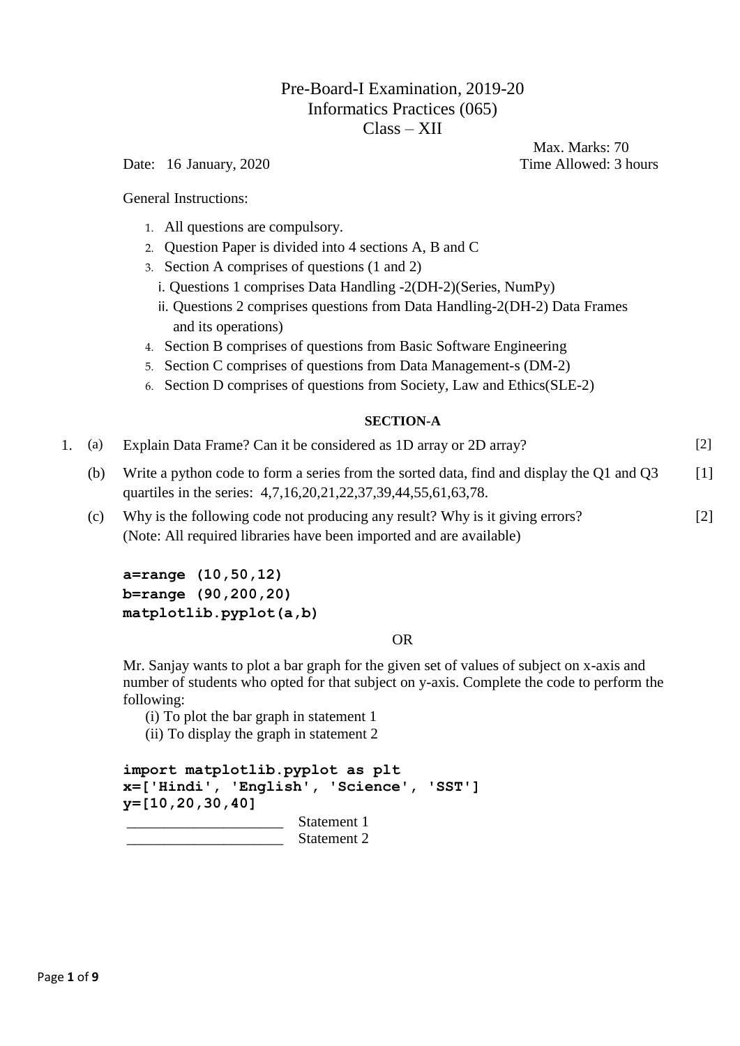# Pre-Board-I Examination, 2019-20
## Informatics Practices (065)
## Class – XII

Max. Marks: 70

Date: 16 January, 2020 Time Allowed: 3 hours

General Instructions:

1. All questions are compulsory.
2. Question Paper is divided into 4 sections A, B and C
3. Section A comprises of questions (1 and 2)
   i. Questions 1 comprises Data Handling -2(DH-2)(Series, NumPy)
   ii. Questions 2 comprises questions from Data Handling-2(DH-2) Data Frames and its operations)
4. Section B comprises of questions from Basic Software Engineering
5. Section C comprises of questions from Data Management-s (DM-2)
6. Section D comprises of questions from Society, Law and Ethics(SLE-2)

### SECTION-A

1. (a) Explain Data Frame? Can it be considered as 1D array or 2D array? [2]

   (b) Write a python code to form a series from the sorted data, find and display the Q1 and Q3 quartiles in the series: 4,7,16,20,21,22,37,39,44,55,61,63,78. [1]

   (c) Why is the following code not producing any result? Why is it giving errors? (Note: All required libraries have been imported and are available) [2]

```
a=range (10,50,12)
b=range (90,200,20)
matplotlib.pyplot(a,b)
```

OR

Mr. Sanjay wants to plot a bar graph for the given set of values of subject on x-axis and number of students who opted for that subject on y-axis. Complete the code to perform the following:

(i) To plot the bar graph in statement 1
(ii) To display the graph in statement 2

```
import matplotlib.pyplot as plt
x=['Hindi', 'English', 'Science', 'SST']
y=[10,20,30,40]
```

____________________ Statement 1
____________________ Statement 2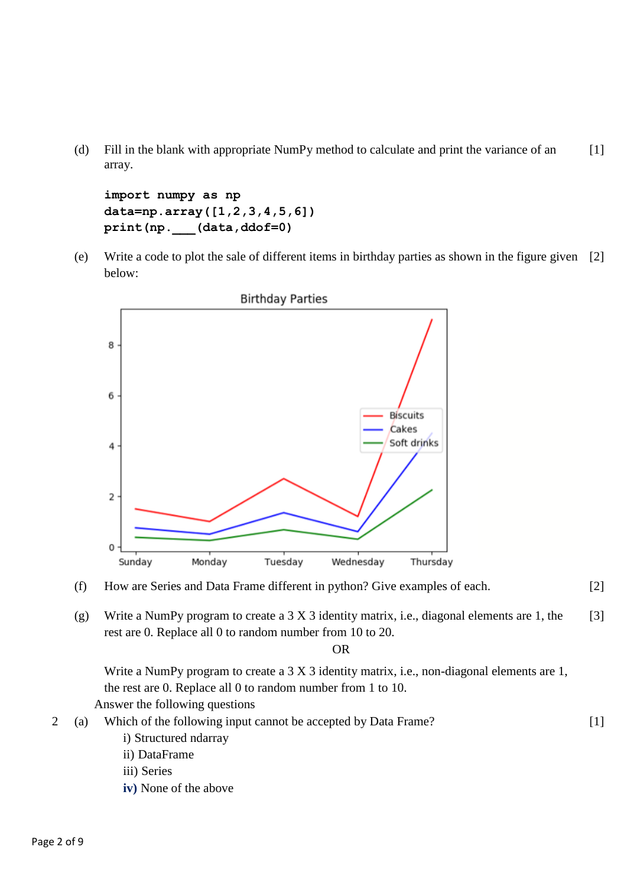(d) Fill in the blank with appropriate NumPy method to calculate and print the variance of an array. [1]

```
import numpy as np
data=np.array([1,2,3,4,5,6])
print(np.___(data,ddof=0)
```

(e) Write a code to plot the sale of different items in birthday parties as shown in the figure given below: [2]

(f) How are Series and Data Frame different in python? Give examples of each. [2]

(g) Write a NumPy program to create a 3 X 3 identity matrix, i.e., diagonal elements are 1, the rest are 0. Replace all 0 to random number from 10 to 20. [3]

OR

Write a NumPy program to create a 3 X 3 identity matrix, i.e., non-diagonal elements are 1, the rest are 0. Replace all 0 to random number from 1 to 10.

Answer the following questions

2 (a) Which of the following input cannot be accepted by Data Frame? [1]

i) Structured ndarray
ii) DataFrame
iii) Series
**iv)** None of the above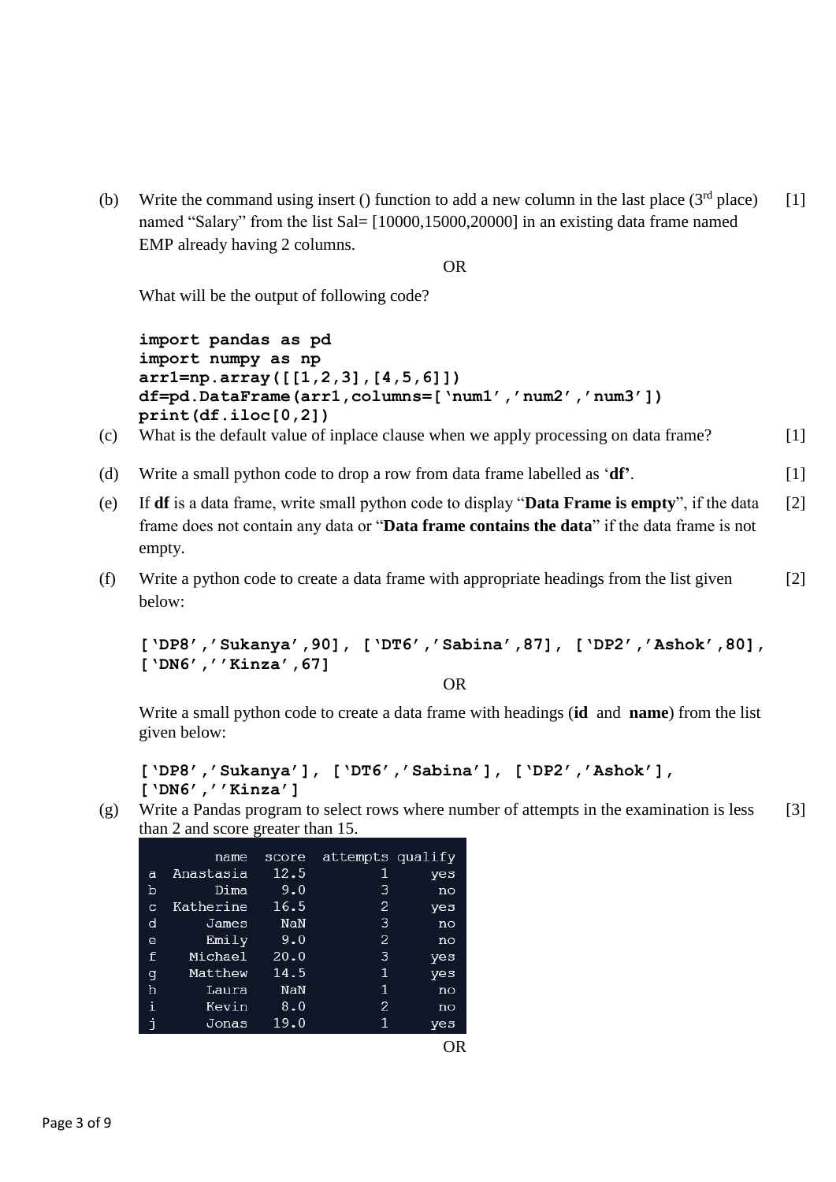(b) Write the command using insert () function to add a new column in the last place ($3^{rd}$ place) named "Salary" from the list Sal= [10000,15000,20000] in an existing data frame named EMP already having 2 columns. [1]

OR

What will be the output of following code?

```
import pandas as pd
import numpy as np
arr1=np.array([[1,2,3],[4,5,6]])
df=pd.DataFrame(arr1,columns=['num1','num2','num3'])
print(df.iloc[0,2])
```

(c) What is the default value of inplace clause when we apply processing on data frame? [1]

(d) Write a small python code to drop a row from data frame labelled as '**df'**. [1]

(e) If **df** is a data frame, write small python code to display "**Data Frame is empty**", if the data frame does not contain any data or "**Data frame contains the data**" if the data frame is not empty. [2]

(f) Write a python code to create a data frame with appropriate headings from the list given below: [2]

```
['DP8','Sukanya',90], ['DT6','Sabina',87], ['DP2','Ashok',80],
['DN6',''Kinza',67]
```

OR

Write a small python code to create a data frame with headings (**id** and **name**) from the list given below:

```
['DP8','Sukanya'], ['DT6','Sabina'], ['DP2','Ashok'],
['DN6',''Kinza']
```

(g) Write a Pandas program to select rows where number of attempts in the examination is less than 2 and score greater than 15. [3]

| | name | score | attempts | qualify |
|---|---|---|---|---|
| a | Anastasia | 12.5 | 1 | yes |
| b | Dima | 9.0 | 3 | no |
| c | Katherine | 16.5 | 2 | yes |
| d | James | NaN | 3 | no |
| e | Emily | 9.0 | 2 | no |
| f | Michael | 20.0 | 3 | yes |
| g | Matthew | 14.5 | 1 | yes |
| h | Laura | NaN | 1 | no |
| i | Kevin | 8.0 | 2 | no |
| j | Jonas | 19.0 | 1 | yes |

OR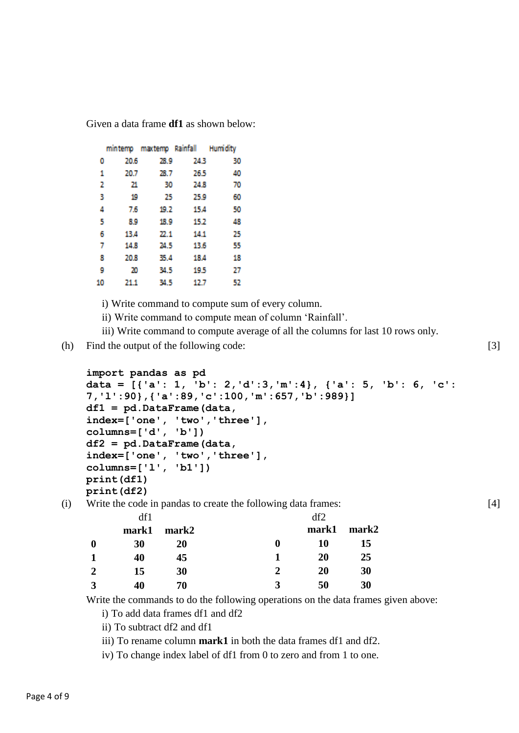Given a data frame **df1** as shown below:

| | mintemp | maxtemp | Rainfall | Humidity |
|---|---|---|---|---|
| 0 | 20.6 | 28.9 | 24.3 | 30 |
| 1 | 20.7 | 28.7 | 26.5 | 40 |
| 2 | 21 | 30 | 24.8 | 70 |
| 3 | 19 | 25 | 25.9 | 60 |
| 4 | 7.6 | 19.2 | 15.4 | 50 |
| 5 | 8.9 | 18.9 | 15.2 | 48 |
| 6 | 13.4 | 22.1 | 14.1 | 25 |
| 7 | 14.8 | 24.5 | 13.6 | 55 |
| 8 | 20.8 | 35.4 | 18.4 | 18 |
| 9 | 20 | 34.5 | 19.5 | 27 |
| 10 | 21.1 | 34.5 | 12.7 | 52 |

i) Write command to compute sum of every column.
ii) Write command to compute mean of column 'Rainfall'.
iii) Write command to compute average of all the columns for last 10 rows only.

(h) Find the output of the following code: [3]

```
import pandas as pd
data = [{'a': 1, 'b': 2,'d':3,'m':4}, {'a': 5, 'b': 6, 'c':
7,'l':90},{'a':89,'c':100,'m':657,'b':989}]
df1 = pd.DataFrame(data,
index=['one', 'two','three'],
columns=['d', 'b'])
df2 = pd.DataFrame(data,
index=['one', 'two','three'],
columns=['l', 'b1'])
print(df1)
print(df2)
```

(i) Write the code in pandas to create the following data frames: [4]

df1

| | mark1 | mark2 |
|---|---|---|
| **0** | **30** | **20** |
| **1** | **40** | **45** |
| **2** | **15** | **30** |
| **3** | **40** | **70** |

df2

| | mark1 | mark2 |
|---|---|---|
| **0** | **10** | **15** |
| **1** | **20** | **25** |
| **2** | **20** | **30** |
| **3** | **50** | **30** |

Write the commands to do the following operations on the data frames given above:

i) To add data frames df1 and df2
ii) To subtract df2 and df1
iii) To rename column **mark1** in both the data frames df1 and df2.
iv) To change index label of df1 from 0 to zero and from 1 to one.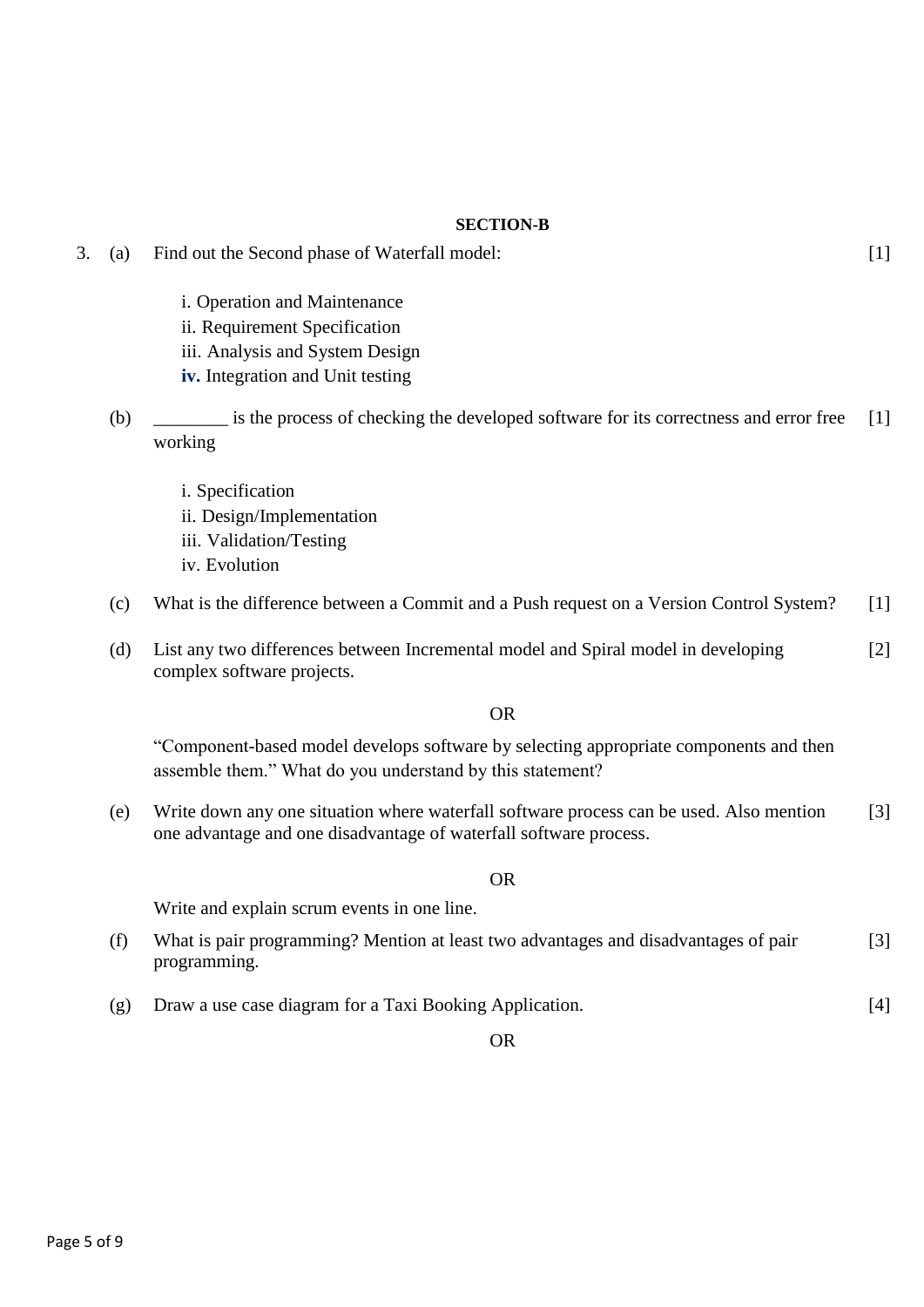**SECTION-B**

3\. (a) Find out the Second phase of Waterfall model: [1]

i. Operation and Maintenance
ii. Requirement Specification
iii. Analysis and System Design
**iv.** Integration and Unit testing

(b) ________ is the process of checking the developed software for its correctness and error free working [1]

i. Specification
ii. Design/Implementation
iii. Validation/Testing
iv. Evolution

(c) What is the difference between a Commit and a Push request on a Version Control System? [1]

(d) List any two differences between Incremental model and Spiral model in developing complex software projects. [2]

OR

"Component-based model develops software by selecting appropriate components and then assemble them." What do you understand by this statement?

(e) Write down any one situation where waterfall software process can be used. Also mention one advantage and one disadvantage of waterfall software process. [3]

OR

Write and explain scrum events in one line.

(f) What is pair programming? Mention at least two advantages and disadvantages of pair programming. [3]

(g) Draw a use case diagram for a Taxi Booking Application. [4]

OR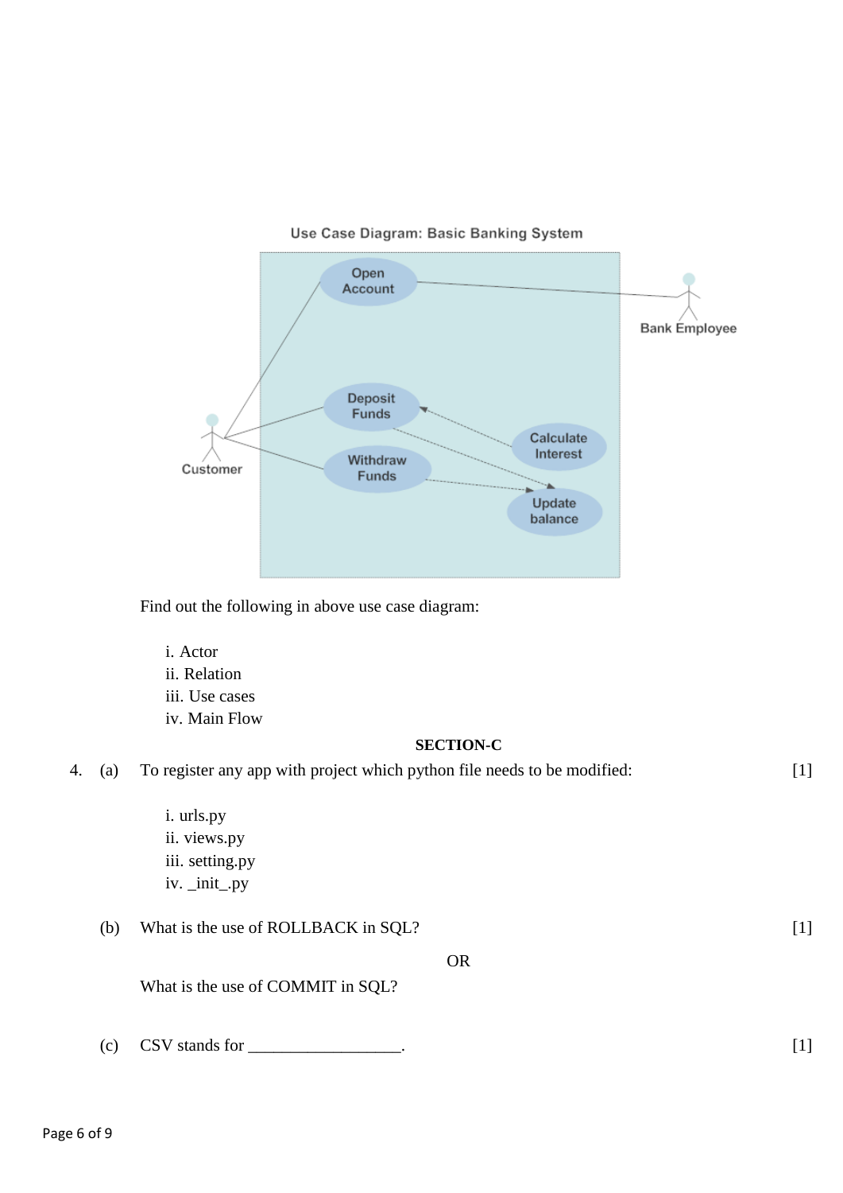Use Case Diagram: Basic Banking System

Find out the following in above use case diagram:

i. Actor
ii. Relation
iii. Use cases
iv. Main Flow

**SECTION-C**

4. (a) To register any app with project which python file needs to be modified: [1]

i. urls.py
ii. views.py
iii. setting.py
iv. _init_.py

(b) What is the use of ROLLBACK in SQL? [1]

OR

What is the use of COMMIT in SQL?

(c) CSV stands for __________________. [1]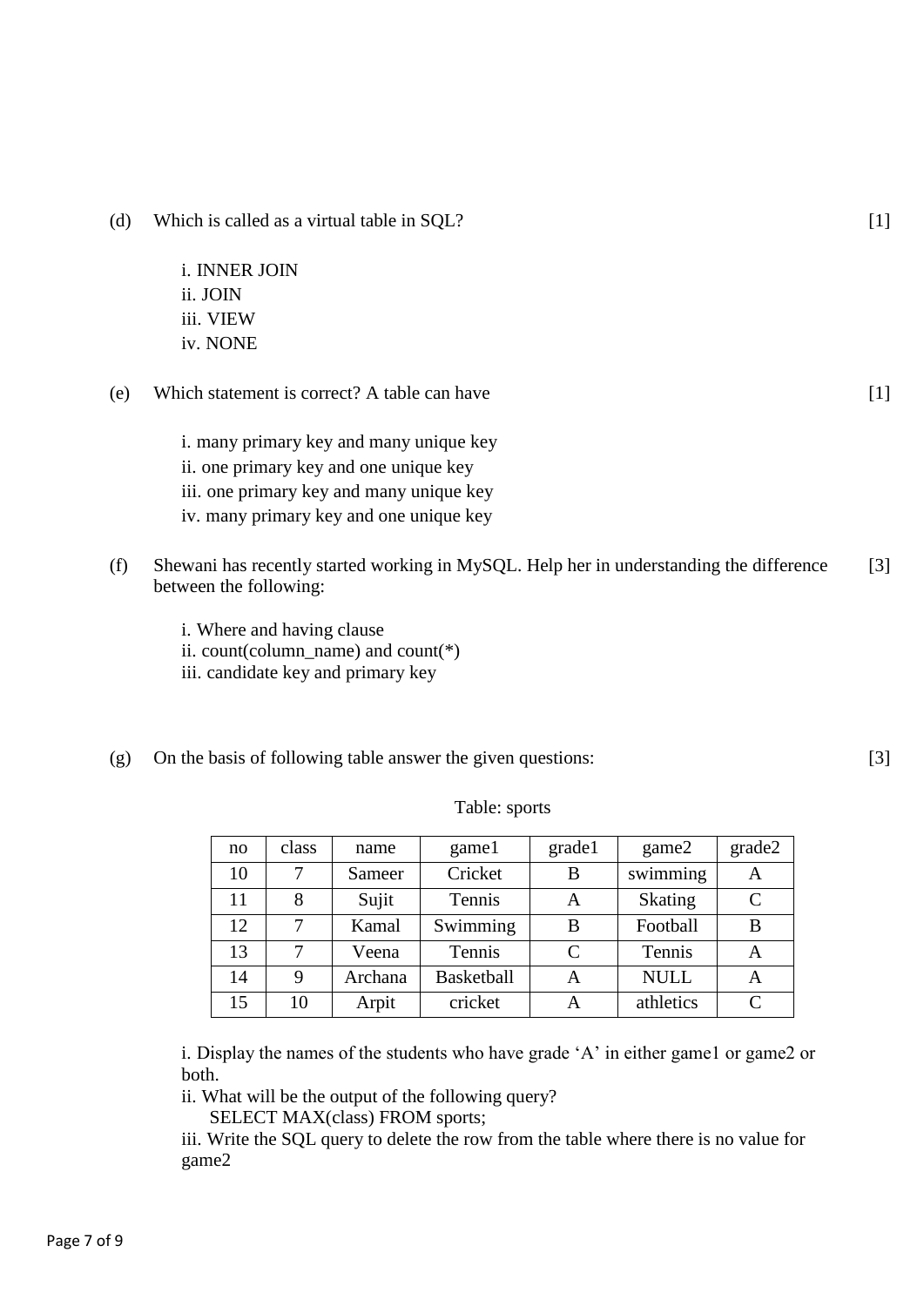(d) Which is called as a virtual table in SQL? [1]

i. INNER JOIN
ii. JOIN
iii. VIEW
iv. NONE

(e) Which statement is correct? A table can have [1]

i. many primary key and many unique key
ii. one primary key and one unique key
iii. one primary key and many unique key
iv. many primary key and one unique key

(f) Shewani has recently started working in MySQL. Help her in understanding the difference between the following: [3]

i. Where and having clause
ii. count(column_name) and count(*)
iii. candidate key and primary key

(g) On the basis of following table answer the given questions: [3]

Table: sports

| no | class | name | game1 | grade1 | game2 | grade2 |
|---|---|---|---|---|---|---|
| 10 | 7 | Sameer | Cricket | B | swimming | A |
| 11 | 8 | Sujit | Tennis | A | Skating | C |
| 12 | 7 | Kamal | Swimming | B | Football | B |
| 13 | 7 | Veena | Tennis | C | Tennis | A |
| 14 | 9 | Archana | Basketball | A | NULL | A |
| 15 | 10 | Arpit | cricket | A | athletics | C |

i. Display the names of the students who have grade 'A' in either game1 or game2 or both.
ii. What will be the output of the following query?
SELECT MAX(class) FROM sports;
iii. Write the SQL query to delete the row from the table where there is no value for game2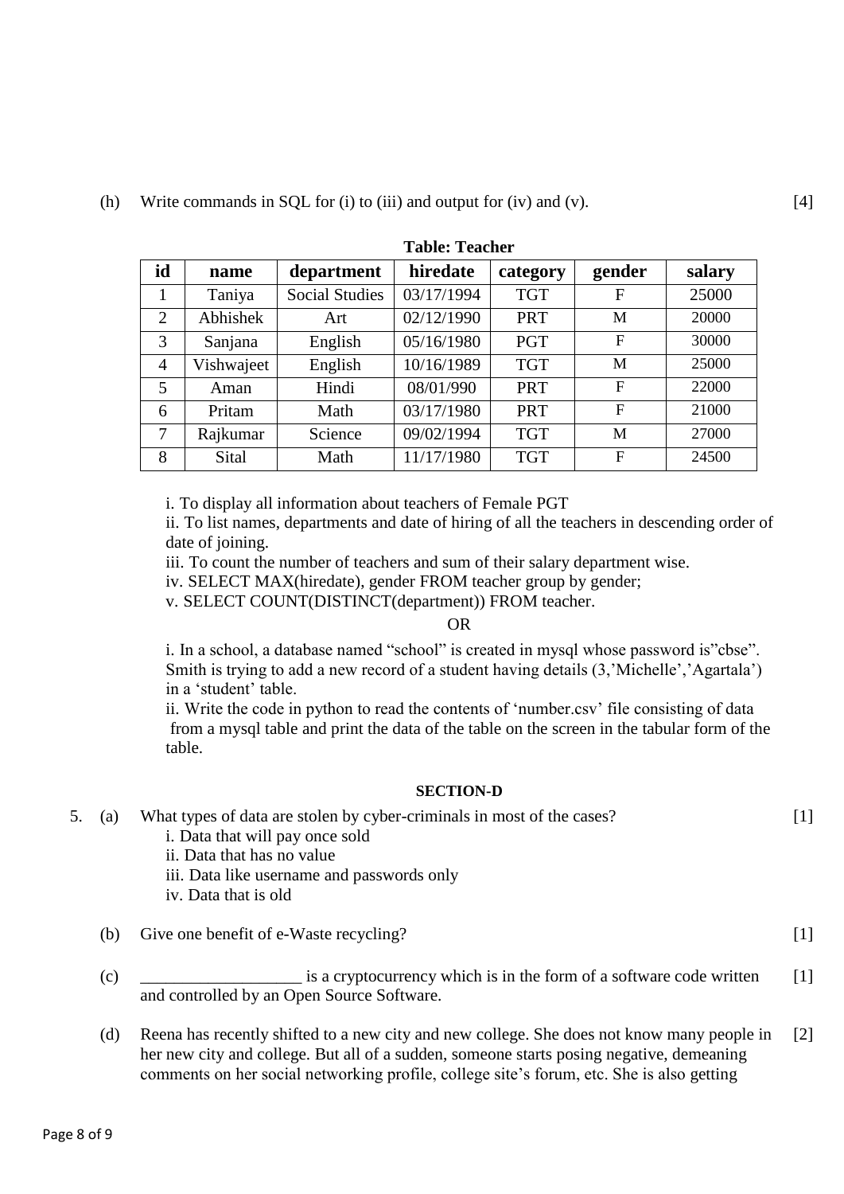(h) Write commands in SQL for (i) to (iii) and output for (iv) and (v). [4]

**Table: Teacher**

| id | name | department | hiredate | category | gender | salary |
|---|---|---|---|---|---|---|
| 1 | Taniya | Social Studies | 03/17/1994 | TGT | F | 25000 |
| 2 | Abhishek | Art | 02/12/1990 | PRT | M | 20000 |
| 3 | Sanjana | English | 05/16/1980 | PGT | F | 30000 |
| 4 | Vishwajeet | English | 10/16/1989 | TGT | M | 25000 |
| 5 | Aman | Hindi | 08/01/990 | PRT | F | 22000 |
| 6 | Pritam | Math | 03/17/1980 | PRT | F | 21000 |
| 7 | Rajkumar | Science | 09/02/1994 | TGT | M | 27000 |
| 8 | Sital | Math | 11/17/1980 | TGT | F | 24500 |

i. To display all information about teachers of Female PGT

ii. To list names, departments and date of hiring of all the teachers in descending order of date of joining.

iii. To count the number of teachers and sum of their salary department wise.

iv. SELECT MAX(hiredate), gender FROM teacher group by gender;

v. SELECT COUNT(DISTINCT(department)) FROM teacher.

OR

i. In a school, a database named "school" is created in mysql whose password is"cbse". Smith is trying to add a new record of a student having details (3,'Michelle','Agartala') in a 'student' table.

ii. Write the code in python to read the contents of 'number.csv' file consisting of data from a mysql table and print the data of the table on the screen in the tabular form of the table.

## SECTION-D

5. (a) What types of data are stolen by cyber-criminals in most of the cases? [1]

i. Data that will pay once sold

ii. Data that has no value

iii. Data like username and passwords only

iv. Data that is old

(b) Give one benefit of e-Waste recycling? [1]

(c) ___________________ is a cryptocurrency which is in the form of a software code written and controlled by an Open Source Software. [1]

(d) Reena has recently shifted to a new city and new college. She does not know many people in her new city and college. But all of a sudden, someone starts posing negative, demeaning comments on her social networking profile, college site's forum, etc. She is also getting [2]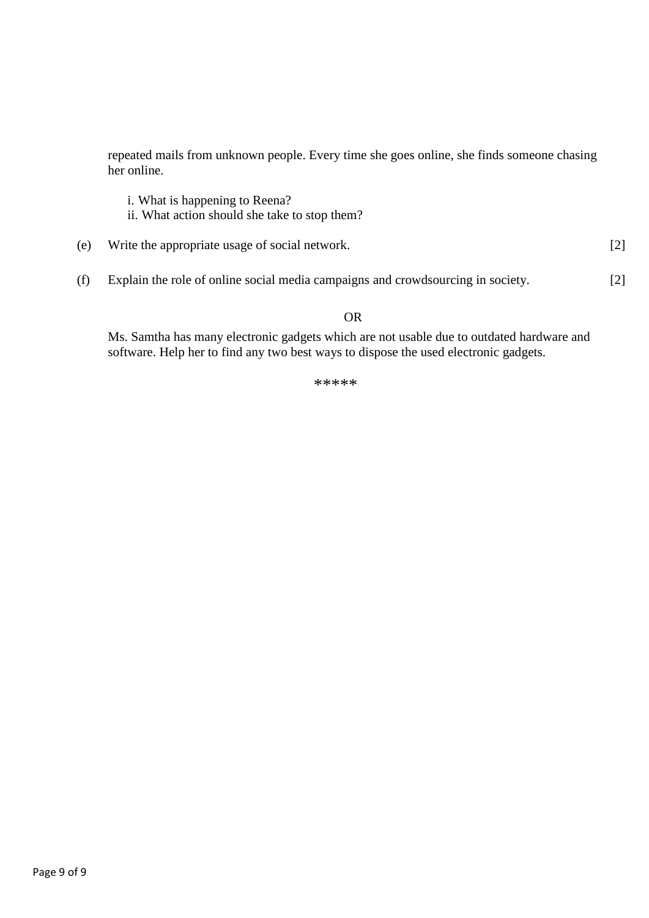repeated mails from unknown people. Every time she goes online, she finds someone chasing her online.

i. What is happening to Reena?
ii. What action should she take to stop them?

(e) Write the appropriate usage of social network. [2]

(f) Explain the role of online social media campaigns and crowdsourcing in society. [2]

OR

Ms. Samtha has many electronic gadgets which are not usable due to outdated hardware and software. Help her to find any two best ways to dispose the used electronic gadgets.

*****